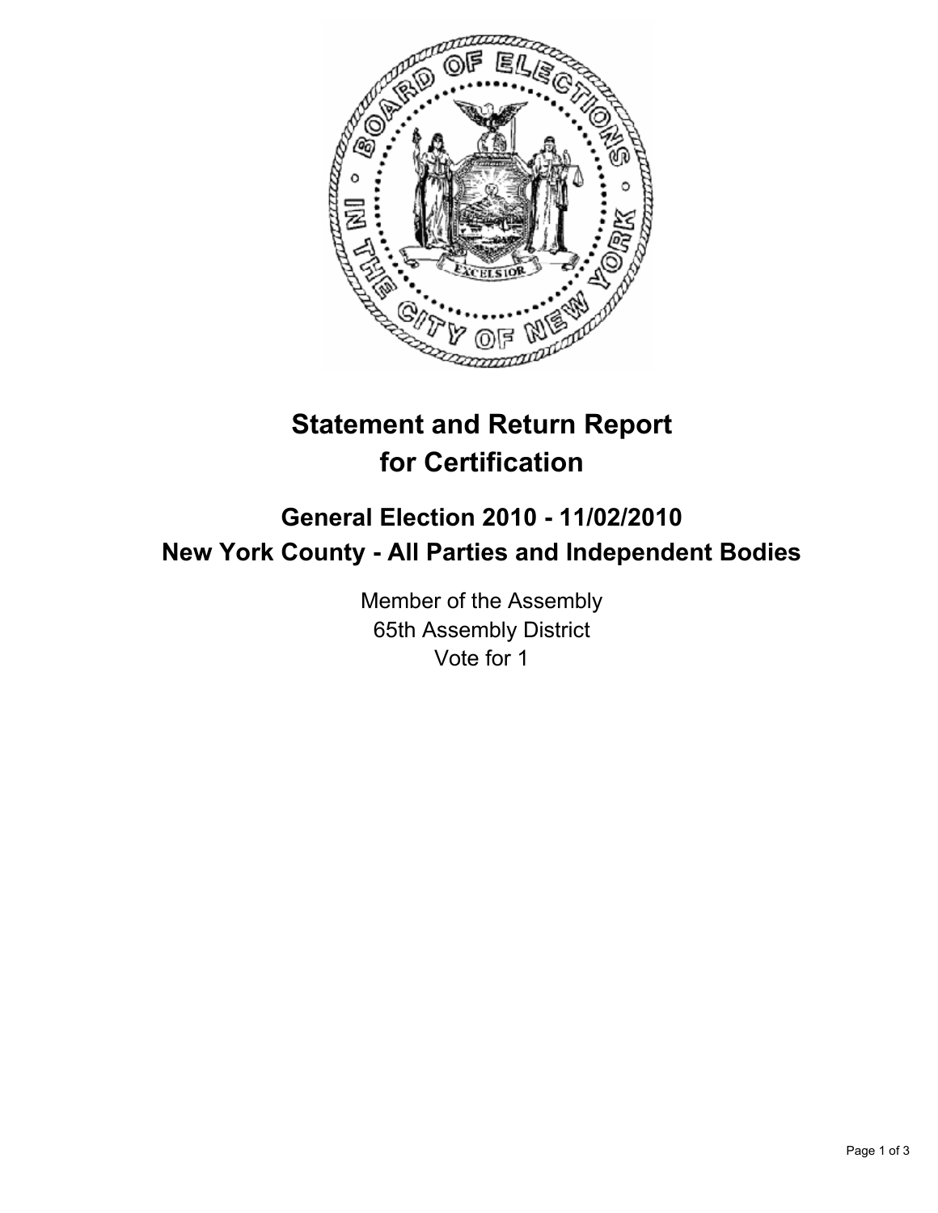# Statement and Return Report for Certification

## General Election 2010 - 11/02/2010

## New York County - All Parties and Independent Bodies

Member of the Assembly
65th Assembly District
Vote for 1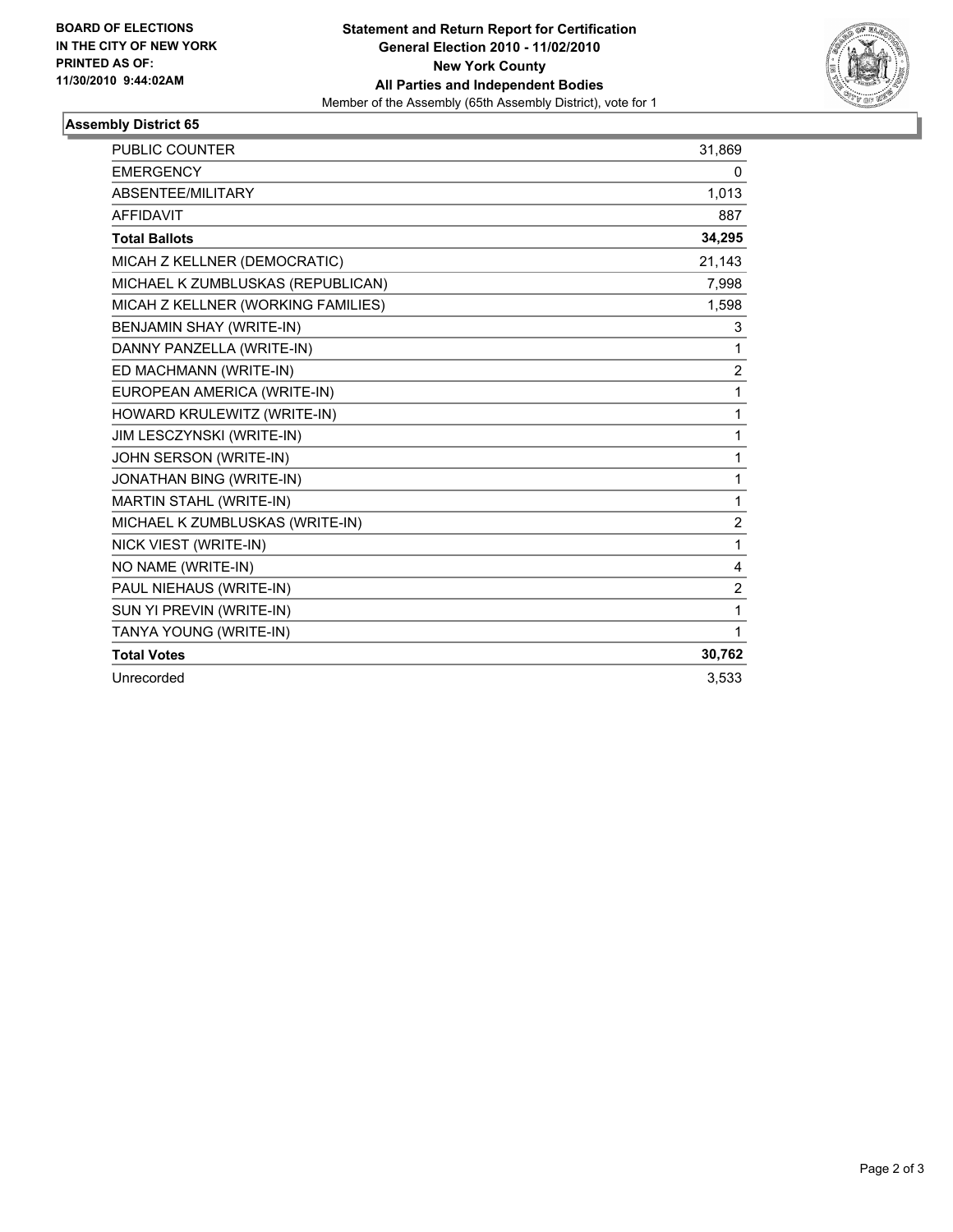**BOARD OF ELECTIONS IN THE CITY OF NEW YORK PRINTED AS OF: 11/30/2010 9:44:02AM**

**Statement and Return Report for Certification**
**General Election 2010 - 11/02/2010**
**New York County**
**All Parties and Independent Bodies**
Member of the Assembly (65th Assembly District), vote for 1

### Assembly District 65

| | |
|---|---|
| PUBLIC COUNTER | 31,869 |
| EMERGENCY | 0 |
| ABSENTEE/MILITARY | 1,013 |
| AFFIDAVIT | 887 |
| **Total Ballots** | **34,295** |
| MICAH Z KELLNER (DEMOCRATIC) | 21,143 |
| MICHAEL K ZUMBLUSKAS (REPUBLICAN) | 7,998 |
| MICAH Z KELLNER (WORKING FAMILIES) | 1,598 |
| BENJAMIN SHAY (WRITE-IN) | 3 |
| DANNY PANZELLA (WRITE-IN) | 1 |
| ED MACHMANN (WRITE-IN) | 2 |
| EUROPEAN AMERICA (WRITE-IN) | 1 |
| HOWARD KRULEWITZ (WRITE-IN) | 1 |
| JIM LESCZYNSKI (WRITE-IN) | 1 |
| JOHN SERSON (WRITE-IN) | 1 |
| JONATHAN BING (WRITE-IN) | 1 |
| MARTIN STAHL (WRITE-IN) | 1 |
| MICHAEL K ZUMBLUSKAS (WRITE-IN) | 2 |
| NICK VIEST (WRITE-IN) | 1 |
| NO NAME (WRITE-IN) | 4 |
| PAUL NIEHAUS (WRITE-IN) | 2 |
| SUN YI PREVIN (WRITE-IN) | 1 |
| TANYA YOUNG (WRITE-IN) | 1 |
| **Total Votes** | **30,762** |
| Unrecorded | 3,533 |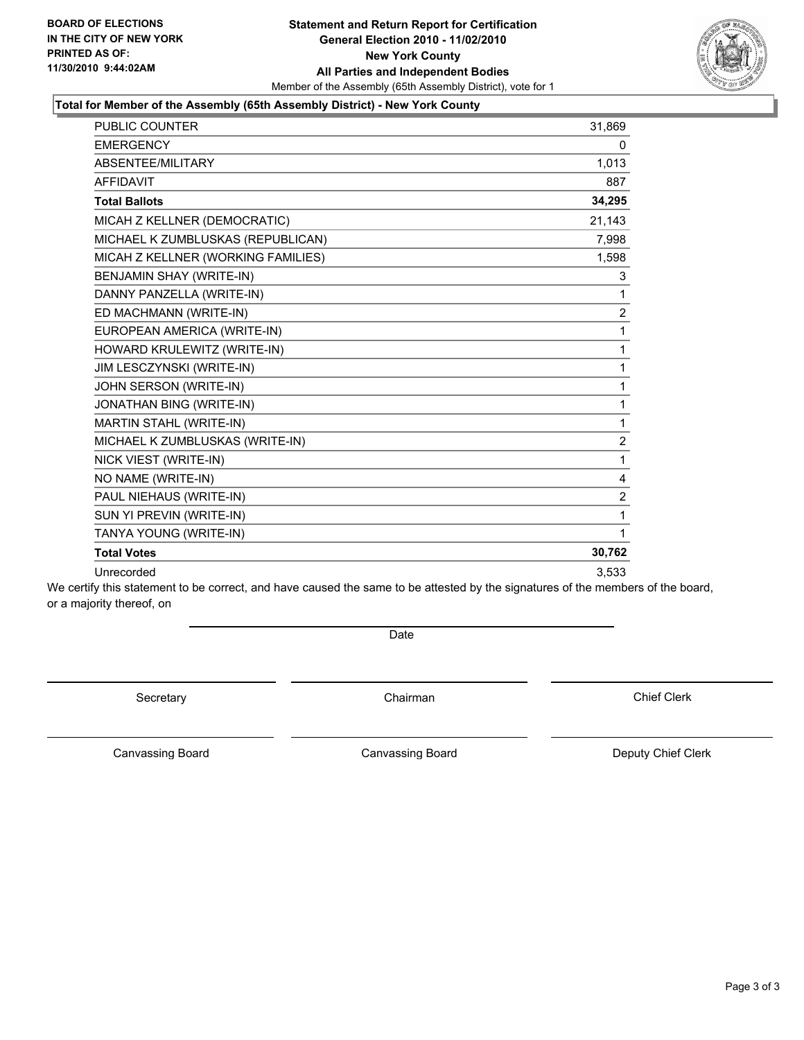**BOARD OF ELECTIONS IN THE CITY OF NEW YORK PRINTED AS OF: 11/30/2010 9:44:02AM**

**Statement and Return Report for Certification**
**General Election 2010 - 11/02/2010**
**New York County**
**All Parties and Independent Bodies**
Member of the Assembly (65th Assembly District), vote for 1

**Total for Member of the Assembly (65th Assembly District) - New York County**

| | |
|---|---|
| PUBLIC COUNTER | 31,869 |
| EMERGENCY | 0 |
| ABSENTEE/MILITARY | 1,013 |
| AFFIDAVIT | 887 |
| **Total Ballots** | **34,295** |
| MICAH Z KELLNER (DEMOCRATIC) | 21,143 |
| MICHAEL K ZUMBLUSKAS (REPUBLICAN) | 7,998 |
| MICAH Z KELLNER (WORKING FAMILIES) | 1,598 |
| BENJAMIN SHAY (WRITE-IN) | 3 |
| DANNY PANZELLA (WRITE-IN) | 1 |
| ED MACHMANN (WRITE-IN) | 2 |
| EUROPEAN AMERICA (WRITE-IN) | 1 |
| HOWARD KRULEWITZ (WRITE-IN) | 1 |
| JIM LESCZYNSKI (WRITE-IN) | 1 |
| JOHN SERSON (WRITE-IN) | 1 |
| JONATHAN BING (WRITE-IN) | 1 |
| MARTIN STAHL (WRITE-IN) | 1 |
| MICHAEL K ZUMBLUSKAS (WRITE-IN) | 2 |
| NICK VIEST (WRITE-IN) | 1 |
| NO NAME (WRITE-IN) | 4 |
| PAUL NIEHAUS (WRITE-IN) | 2 |
| SUN YI PREVIN (WRITE-IN) | 1 |
| TANYA YOUNG (WRITE-IN) | 1 |
| **Total Votes** | **30,762** |
| Unrecorded | 3,533 |

We certify this statement to be correct, and have caused the same to be attested by the signatures of the members of the board, or a majority thereof, on

Date

Secretary

Chairman

Chief Clerk

Canvassing Board

Canvassing Board

Deputy Chief Clerk